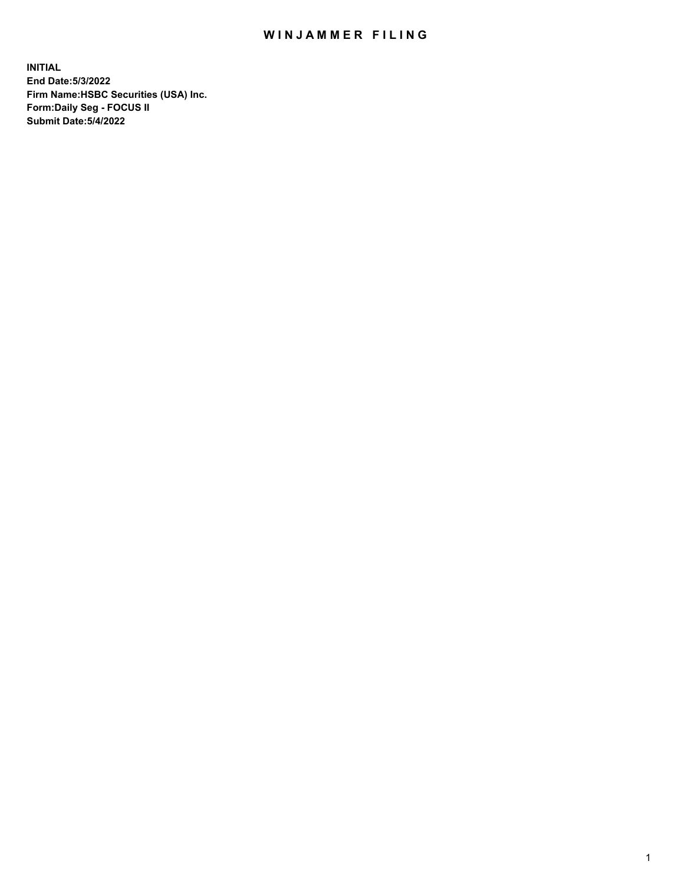# WINJAMMER FILING

**INITIAL**
**End Date:5/3/2022**
**Firm Name:HSBC Securities (USA) Inc.**
**Form:Daily Seg - FOCUS II**
**Submit Date:5/4/2022**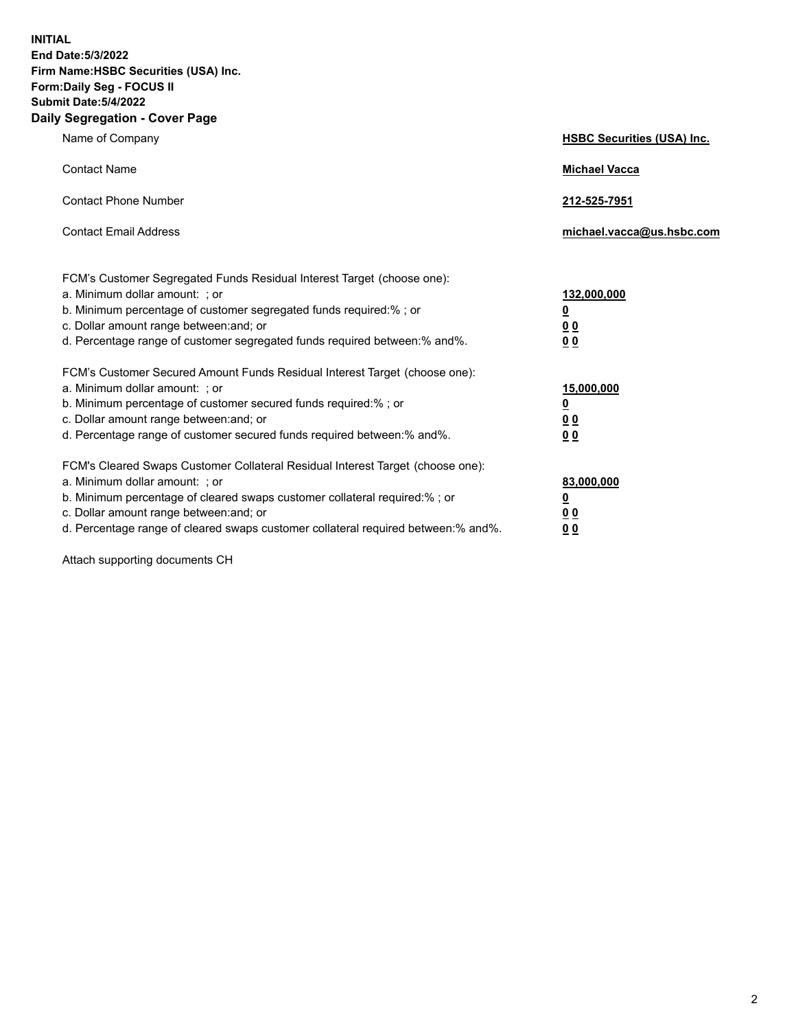**INITIAL**
**End Date:5/3/2022**
**Firm Name:HSBC Securities (USA) Inc.**
**Form:Daily Seg - FOCUS II**
**Submit Date:5/4/2022**

## Daily Segregation - Cover Page

| | |
|---|---|
| Name of Company | **HSBC Securities (USA) Inc.** |
| Contact Name | **Michael Vacca** |
| Contact Phone Number | **212-525-7951** |
| Contact Email Address | **michael.vacca@us.hsbc.com** |

| | |
|---|---|
| FCM's Customer Segregated Funds Residual Interest Target (choose one): | |
| a. Minimum dollar amount: ; or | **132,000,000** |
| b. Minimum percentage of customer segregated funds required:% ; or | **0** |
| c. Dollar amount range between:and; or | **0 0** |
| d. Percentage range of customer segregated funds required between:% and%. | **0 0** |
| FCM's Customer Secured Amount Funds Residual Interest Target (choose one): | |
| a. Minimum dollar amount: ; or | **15,000,000** |
| b. Minimum percentage of customer secured funds required:% ; or | **0** |
| c. Dollar amount range between:and; or | **0 0** |
| d. Percentage range of customer secured funds required between:% and%. | **0 0** |
| FCM's Cleared Swaps Customer Collateral Residual Interest Target (choose one): | |
| a. Minimum dollar amount: ; or | **83,000,000** |
| b. Minimum percentage of cleared swaps customer collateral required:% ; or | **0** |
| c. Dollar amount range between:and; or | **0 0** |
| d. Percentage range of cleared swaps customer collateral required between:% and%. | **0 0** |

Attach supporting documents CH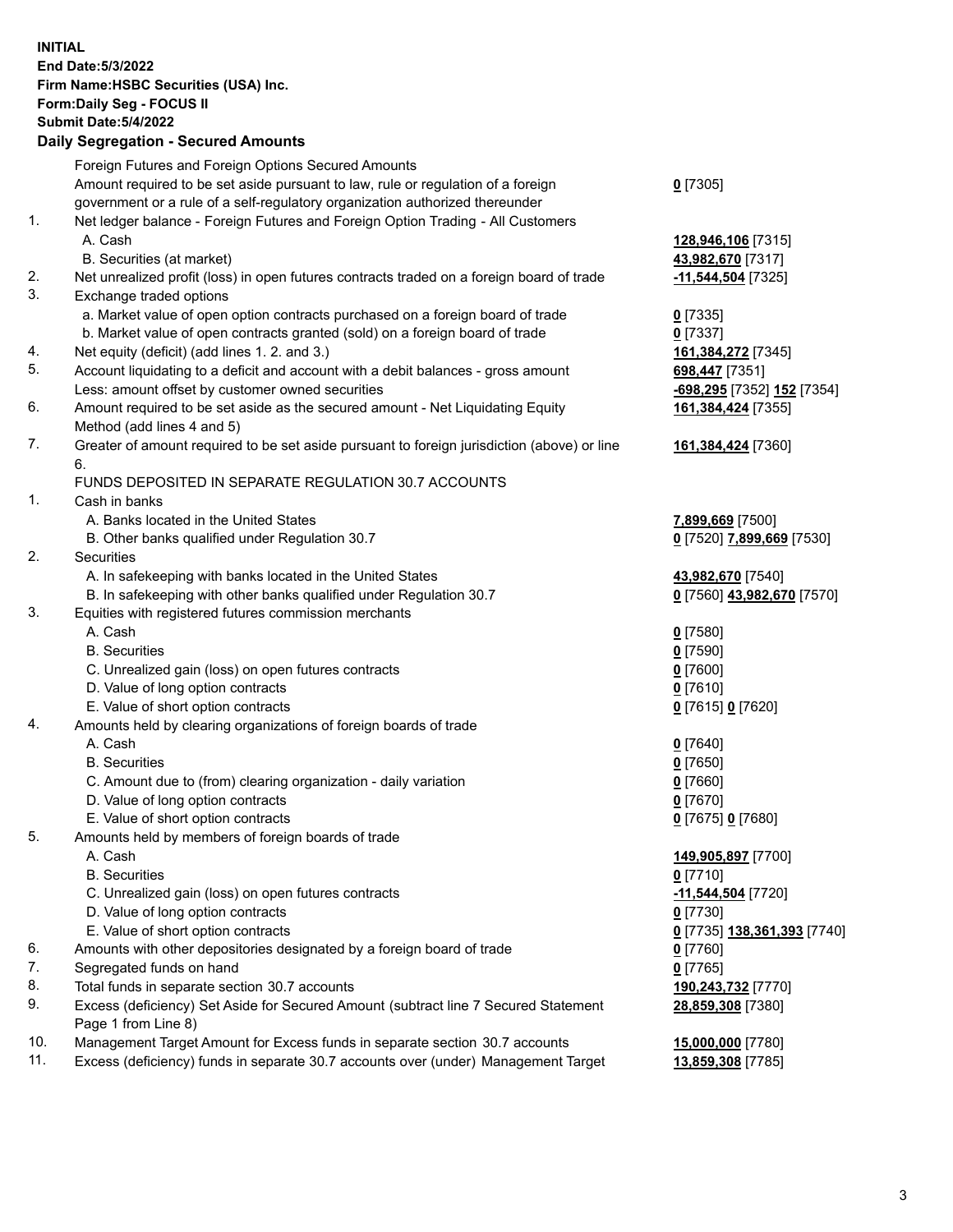**INITIAL**
**End Date:5/3/2022**
**Firm Name:HSBC Securities (USA) Inc.**
**Form:Daily Seg - FOCUS II**
**Submit Date:5/4/2022**

## Daily Segregation - Secured Amounts

| | | |
|---|---|---|
| | Foreign Futures and Foreign Options Secured Amounts | |
| | Amount required to be set aside pursuant to law, rule or regulation of a foreign government or a rule of a self-regulatory organization authorized thereunder | **0** [7305] |
| 1. | Net ledger balance - Foreign Futures and Foreign Option Trading - All Customers | |
| | A. Cash | **128,946,106** [7315] |
| | B. Securities (at market) | **43,982,670** [7317] |
| 2. | Net unrealized profit (loss) in open futures contracts traded on a foreign board of trade | **-11,544,504** [7325] |
| 3. | Exchange traded options | |
| | a. Market value of open option contracts purchased on a foreign board of trade | **0** [7335] |
| | b. Market value of open contracts granted (sold) on a foreign board of trade | **0** [7337] |
| 4. | Net equity (deficit) (add lines 1. 2. and 3.) | **161,384,272** [7345] |
| 5. | Account liquidating to a deficit and account with a debit balances - gross amount | **698,447** [7351] |
| | Less: amount offset by customer owned securities | **-698,295** [7352] **152** [7354] |
| 6. | Amount required to be set aside as the secured amount - Net Liquidating Equity Method (add lines 4 and 5) | **161,384,424** [7355] |
| 7. | Greater of amount required to be set aside pursuant to foreign jurisdiction (above) or line 6. | **161,384,424** [7360] |
| | FUNDS DEPOSITED IN SEPARATE REGULATION 30.7 ACCOUNTS | |
| 1. | Cash in banks | |
| | A. Banks located in the United States | **7,899,669** [7500] |
| | B. Other banks qualified under Regulation 30.7 | **0** [7520] **7,899,669** [7530] |
| 2. | Securities | |
| | A. In safekeeping with banks located in the United States | **43,982,670** [7540] |
| | B. In safekeeping with other banks qualified under Regulation 30.7 | **0** [7560] **43,982,670** [7570] |
| 3. | Equities with registered futures commission merchants | |
| | A. Cash | **0** [7580] |
| | B. Securities | **0** [7590] |
| | C. Unrealized gain (loss) on open futures contracts | **0** [7600] |
| | D. Value of long option contracts | **0** [7610] |
| | E. Value of short option contracts | **0** [7615] **0** [7620] |
| 4. | Amounts held by clearing organizations of foreign boards of trade | |
| | A. Cash | **0** [7640] |
| | B. Securities | **0** [7650] |
| | C. Amount due to (from) clearing organization - daily variation | **0** [7660] |
| | D. Value of long option contracts | **0** [7670] |
| | E. Value of short option contracts | **0** [7675] **0** [7680] |
| 5. | Amounts held by members of foreign boards of trade | |
| | A. Cash | **149,905,897** [7700] |
| | B. Securities | **0** [7710] |
| | C. Unrealized gain (loss) on open futures contracts | **-11,544,504** [7720] |
| | D. Value of long option contracts | **0** [7730] |
| | E. Value of short option contracts | **0** [7735] **138,361,393** [7740] |
| 6. | Amounts with other depositories designated by a foreign board of trade | **0** [7760] |
| 7. | Segregated funds on hand | **0** [7765] |
| 8. | Total funds in separate section 30.7 accounts | **190,243,732** [7770] |
| 9. | Excess (deficiency) Set Aside for Secured Amount (subtract line 7 Secured Statement Page 1 from Line 8) | **28,859,308** [7380] |
| 10. | Management Target Amount for Excess funds in separate section 30.7 accounts | **15,000,000** [7780] |
| 11. | Excess (deficiency) funds in separate 30.7 accounts over (under) Management Target | **13,859,308** [7785] |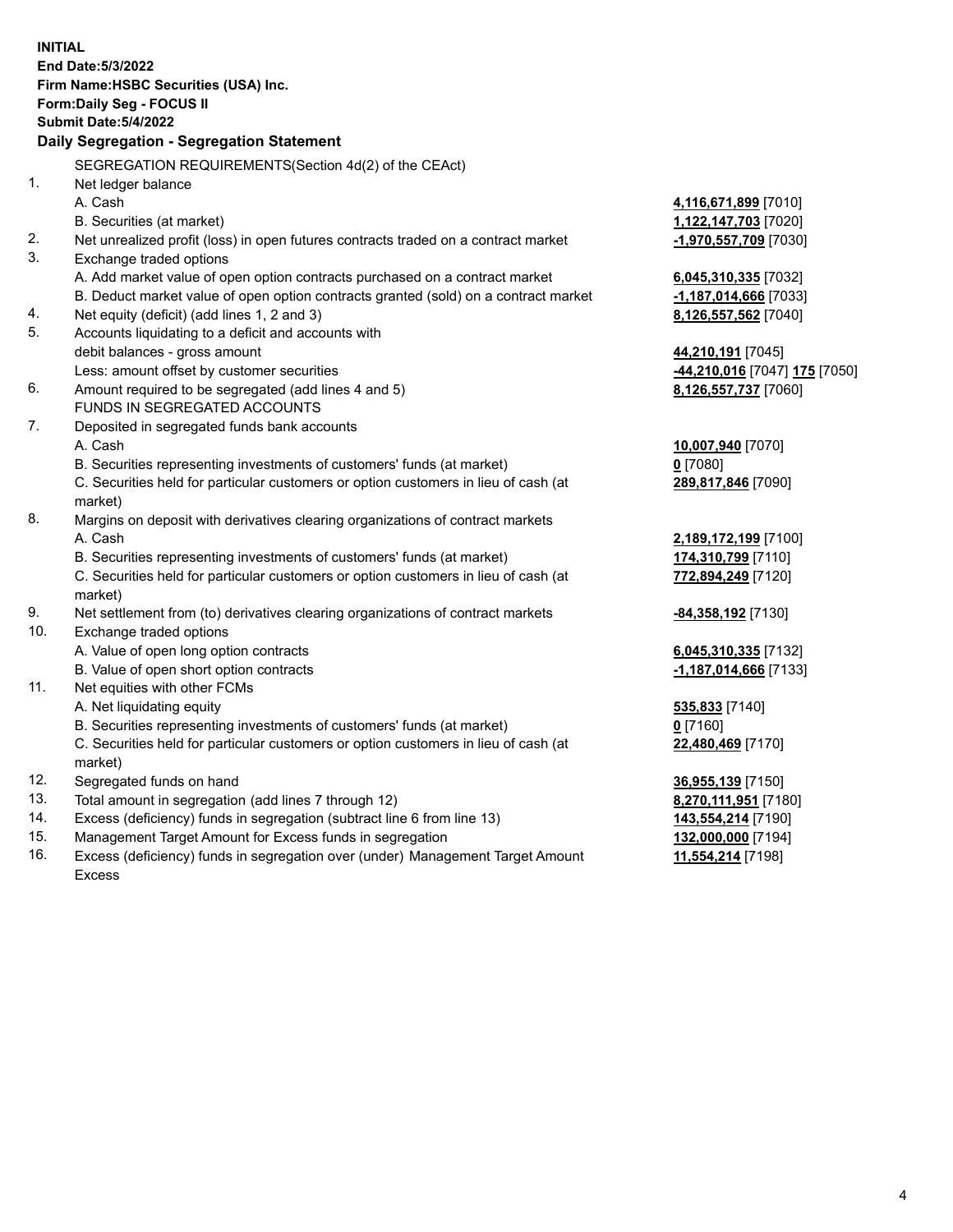**INITIAL**
**End Date:5/3/2022**
**Firm Name:HSBC Securities (USA) Inc.**
**Form:Daily Seg - FOCUS II**
**Submit Date:5/4/2022**

## Daily Segregation - Segregation Statement

SEGREGATION REQUIREMENTS(Section 4d(2) of the CEAct)

| | | |
|---|---|---|
| 1. | Net ledger balance | |
| | A. Cash | **4,116,671,899** [7010] |
| | B. Securities (at market) | **1,122,147,703** [7020] |
| 2. | Net unrealized profit (loss) in open futures contracts traded on a contract market | **-1,970,557,709** [7030] |
| 3. | Exchange traded options | |
| | A. Add market value of open option contracts purchased on a contract market | **6,045,310,335** [7032] |
| | B. Deduct market value of open option contracts granted (sold) on a contract market | **-1,187,014,666** [7033] |
| 4. | Net equity (deficit) (add lines 1, 2 and 3) | **8,126,557,562** [7040] |
| 5. | Accounts liquidating to a deficit and accounts with debit balances - gross amount | **44,210,191** [7045] |
| | Less: amount offset by customer securities | **-44,210,016** [7047] **175** [7050] |
| 6. | Amount required to be segregated (add lines 4 and 5) | **8,126,557,737** [7060] |
| | FUNDS IN SEGREGATED ACCOUNTS | |
| 7. | Deposited in segregated funds bank accounts | |
| | A. Cash | **10,007,940** [7070] |
| | B. Securities representing investments of customers' funds (at market) | **0** [7080] |
| | C. Securities held for particular customers or option customers in lieu of cash (at market) | **289,817,846** [7090] |
| 8. | Margins on deposit with derivatives clearing organizations of contract markets | |
| | A. Cash | **2,189,172,199** [7100] |
| | B. Securities representing investments of customers' funds (at market) | **174,310,799** [7110] |
| | C. Securities held for particular customers or option customers in lieu of cash (at market) | **772,894,249** [7120] |
| 9. | Net settlement from (to) derivatives clearing organizations of contract markets | **-84,358,192** [7130] |
| 10. | Exchange traded options | |
| | A. Value of open long option contracts | **6,045,310,335** [7132] |
| | B. Value of open short option contracts | **-1,187,014,666** [7133] |
| 11. | Net equities with other FCMs | |
| | A. Net liquidating equity | **535,833** [7140] |
| | B. Securities representing investments of customers' funds (at market) | **0** [7160] |
| | C. Securities held for particular customers or option customers in lieu of cash (at market) | **22,480,469** [7170] |
| 12. | Segregated funds on hand | **36,955,139** [7150] |
| 13. | Total amount in segregation (add lines 7 through 12) | **8,270,111,951** [7180] |
| 14. | Excess (deficiency) funds in segregation (subtract line 6 from line 13) | **143,554,214** [7190] |
| 15. | Management Target Amount for Excess funds in segregation | **132,000,000** [7194] |
| 16. | Excess (deficiency) funds in segregation over (under) Management Target Amount Excess | **11,554,214** [7198] |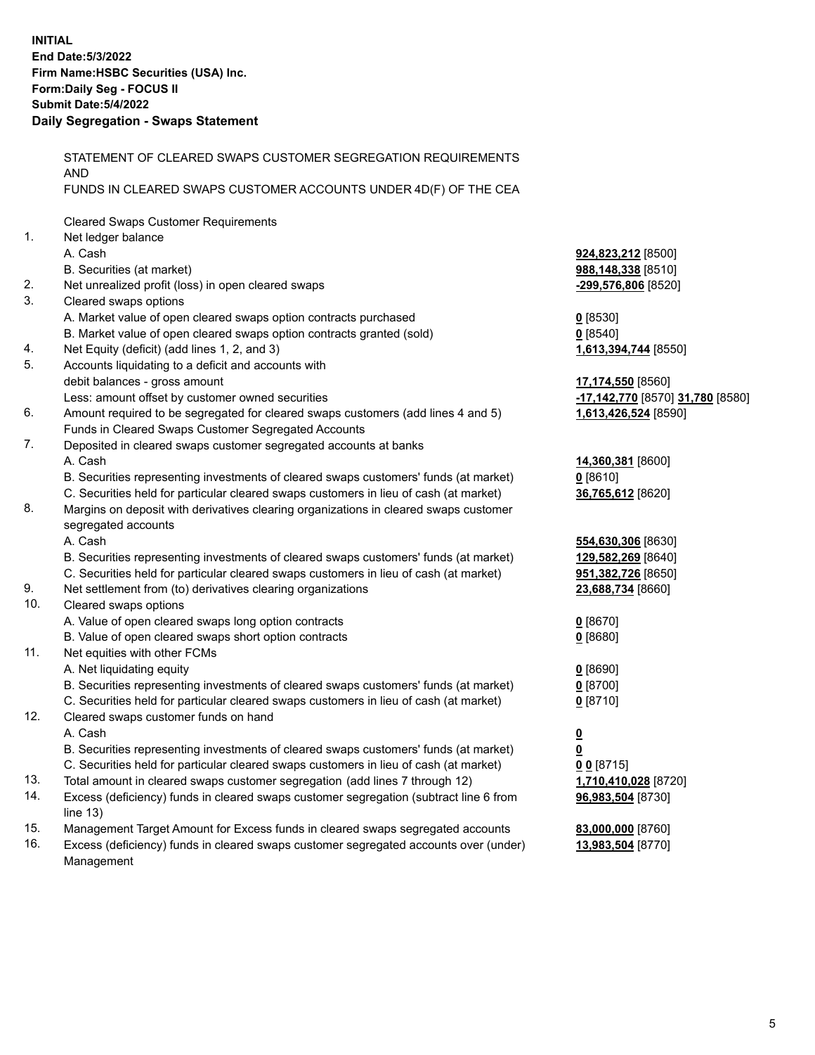**INITIAL**
**End Date:5/3/2022**
**Firm Name:HSBC Securities (USA) Inc.**
**Form:Daily Seg - FOCUS II**
**Submit Date:5/4/2022**
**Daily Segregation - Swaps Statement**

STATEMENT OF CLEARED SWAPS CUSTOMER SEGREGATION REQUIREMENTS AND
FUNDS IN CLEARED SWAPS CUSTOMER ACCOUNTS UNDER 4D(F) OF THE CEA

| | | |
|---|---|---|
| | Cleared Swaps Customer Requirements | |
| 1. | Net ledger balance | |
| | A. Cash | **924,823,212** [8500] |
| | B. Securities (at market) | **988,148,338** [8510] |
| 2. | Net unrealized profit (loss) in open cleared swaps | **-299,576,806** [8520] |
| 3. | Cleared swaps options | |
| | A. Market value of open cleared swaps option contracts purchased | **0** [8530] |
| | B. Market value of open cleared swaps option contracts granted (sold) | **0** [8540] |
| 4. | Net Equity (deficit) (add lines 1, 2, and 3) | **1,613,394,744** [8550] |
| 5. | Accounts liquidating to a deficit and accounts with | |
| | debit balances - gross amount | **17,174,550** [8560] |
| | Less: amount offset by customer owned securities | **-17,142,770** [8570] **31,780** [8580] |
| 6. | Amount required to be segregated for cleared swaps customers (add lines 4 and 5) | **1,613,426,524** [8590] |
| | Funds in Cleared Swaps Customer Segregated Accounts | |
| 7. | Deposited in cleared swaps customer segregated accounts at banks | |
| | A. Cash | **14,360,381** [8600] |
| | B. Securities representing investments of cleared swaps customers' funds (at market) | **0** [8610] |
| | C. Securities held for particular cleared swaps customers in lieu of cash (at market) | **36,765,612** [8620] |
| 8. | Margins on deposit with derivatives clearing organizations in cleared swaps customer segregated accounts | |
| | A. Cash | **554,630,306** [8630] |
| | B. Securities representing investments of cleared swaps customers' funds (at market) | **129,582,269** [8640] |
| | C. Securities held for particular cleared swaps customers in lieu of cash (at market) | **951,382,726** [8650] |
| 9. | Net settlement from (to) derivatives clearing organizations | **23,688,734** [8660] |
| 10. | Cleared swaps options | |
| | A. Value of open cleared swaps long option contracts | **0** [8670] |
| | B. Value of open cleared swaps short option contracts | **0** [8680] |
| 11. | Net equities with other FCMs | |
| | A. Net liquidating equity | **0** [8690] |
| | B. Securities representing investments of cleared swaps customers' funds (at market) | **0** [8700] |
| | C. Securities held for particular cleared swaps customers in lieu of cash (at market) | **0** [8710] |
| 12. | Cleared swaps customer funds on hand | |
| | A. Cash | **0** |
| | B. Securities representing investments of cleared swaps customers' funds (at market) | **0** |
| | C. Securities held for particular cleared swaps customers in lieu of cash (at market) | **0** **0** [8715] |
| 13. | Total amount in cleared swaps customer segregation (add lines 7 through 12) | **1,710,410,028** [8720] |
| 14. | Excess (deficiency) funds in cleared swaps customer segregation (subtract line 6 from line 13) | **96,983,504** [8730] |
| 15. | Management Target Amount for Excess funds in cleared swaps segregated accounts | **83,000,000** [8760] |
| 16. | Excess (deficiency) funds in cleared swaps customer segregated accounts over (under) Management | **13,983,504** [8770] |